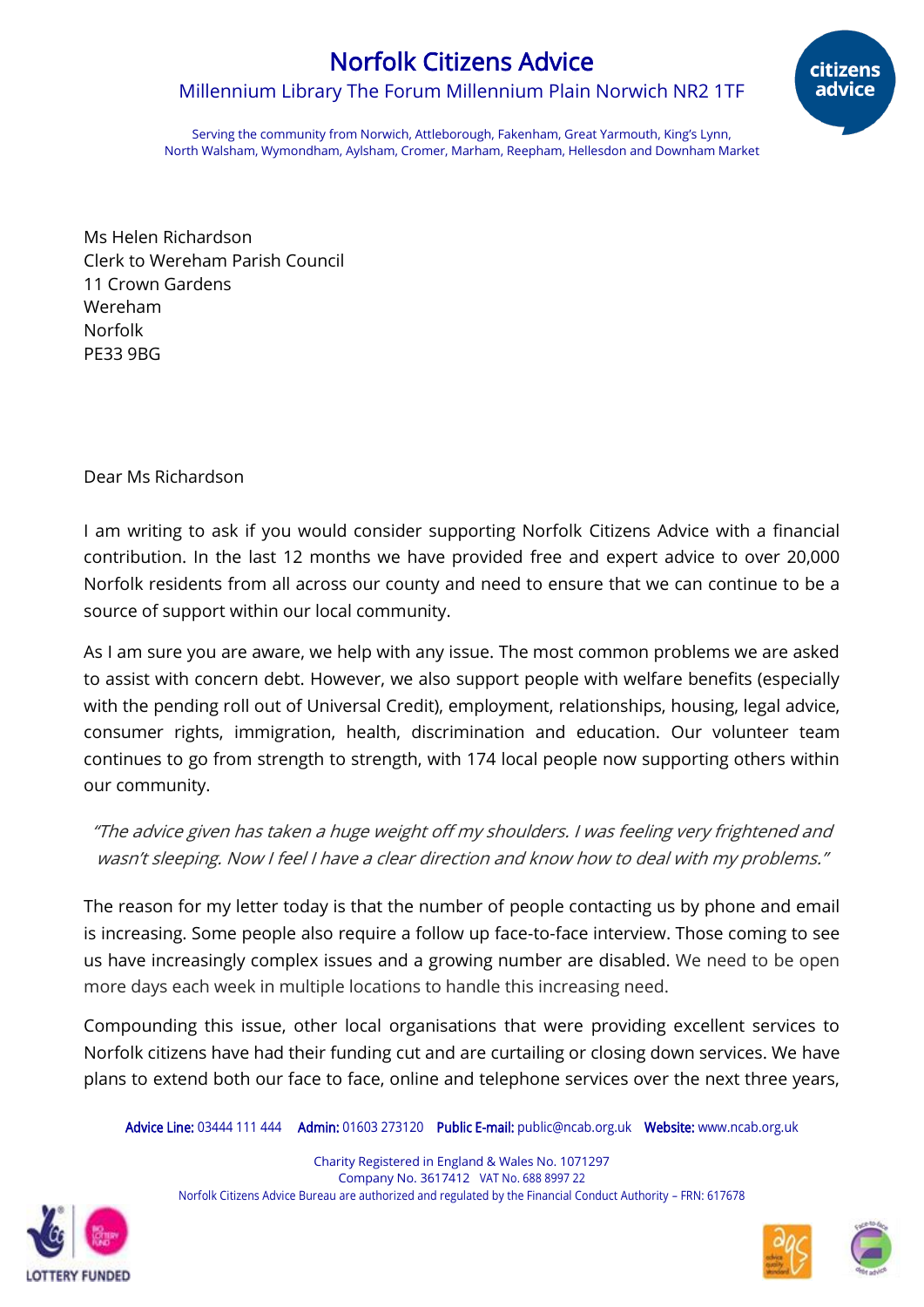# Norfolk Citizens Advice

Millennium Library The Forum Millennium Plain Norwich NR2 1TF

Serving the community from Norwich, Attleborough, Fakenham, Great Yarmouth, King's Lynn, North Walsham, Wymondham, Aylsham, Cromer, Marham, Reepham, Hellesdon and Downham Market

Ms Helen Richardson
Clerk to Wereham Parish Council
11 Crown Gardens
Wereham
Norfolk
PE33 9BG

Dear Ms Richardson

I am writing to ask if you would consider supporting Norfolk Citizens Advice with a financial contribution. In the last 12 months we have provided free and expert advice to over 20,000 Norfolk residents from all across our county and need to ensure that we can continue to be a source of support within our local community.

As I am sure you are aware, we help with any issue. The most common problems we are asked to assist with concern debt. However, we also support people with welfare benefits (especially with the pending roll out of Universal Credit), employment, relationships, housing, legal advice, consumer rights, immigration, health, discrimination and education. Our volunteer team continues to go from strength to strength, with 174 local people now supporting others within our community.

*"The advice given has taken a huge weight off my shoulders. I was feeling very frightened and wasn't sleeping. Now I feel I have a clear direction and know how to deal with my problems."*

The reason for my letter today is that the number of people contacting us by phone and email is increasing. Some people also require a follow up face-to-face interview. Those coming to see us have increasingly complex issues and a growing number are disabled. We need to be open more days each week in multiple locations to handle this increasing need.

Compounding this issue, other local organisations that were providing excellent services to Norfolk citizens have had their funding cut and are curtailing or closing down services. We have plans to extend both our face to face, online and telephone services over the next three years,

**Advice Line:** 03444 111 444 **Admin:** 01603 273120 **Public E-mail:** public@ncab.org.uk **Website:** www.ncab.org.uk

Charity Registered in England & Wales No. 1071297
Company No. 3617412 VAT No. 688 8997 22
Norfolk Citizens Advice Bureau are authorized and regulated by the Financial Conduct Authority – FRN: 617678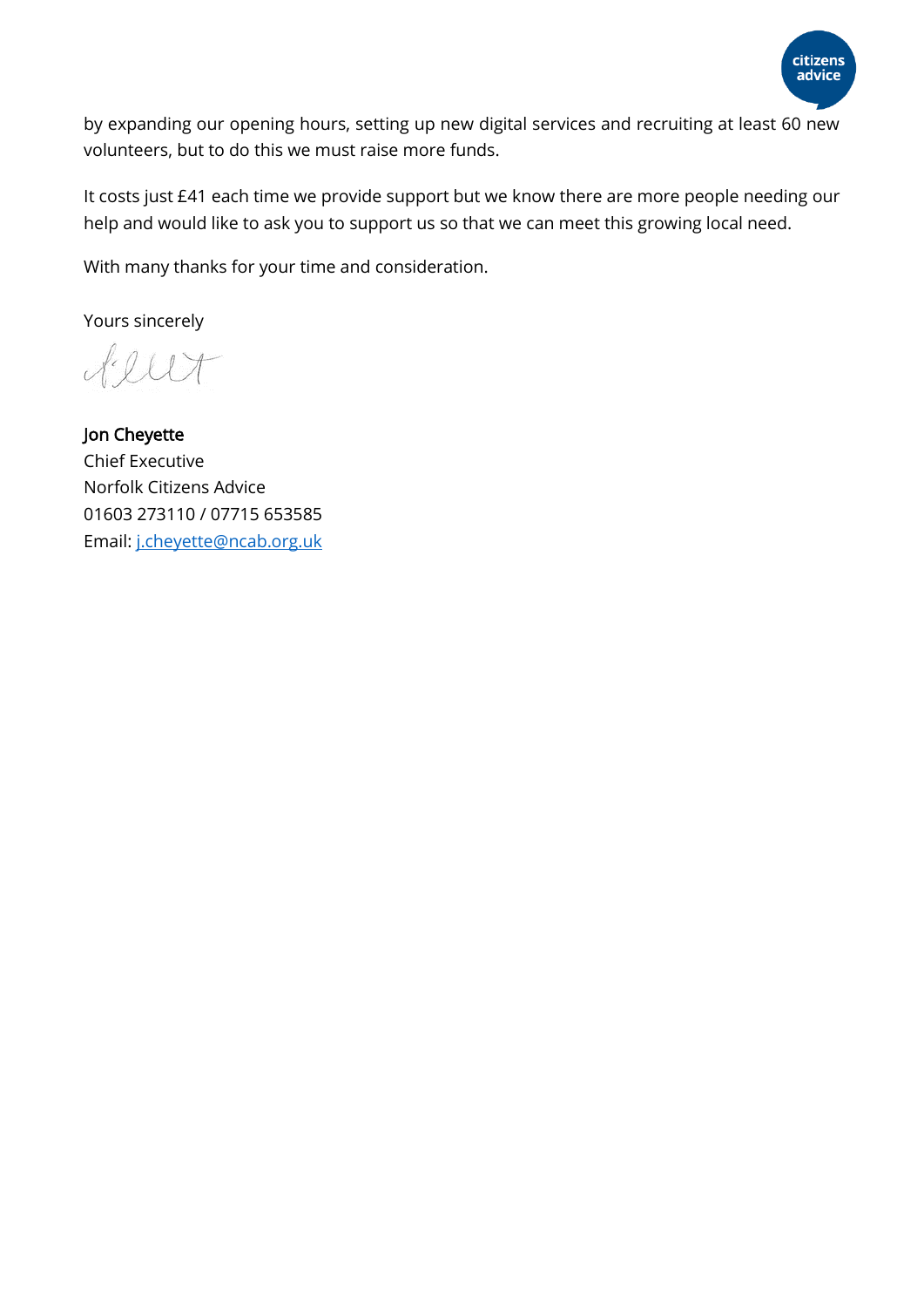by expanding our opening hours, setting up new digital services and recruiting at least 60 new volunteers, but to do this we must raise more funds.

It costs just £41 each time we provide support but we know there are more people needing our help and would like to ask you to support us so that we can meet this growing local need.

With many thanks for your time and consideration.

Yours sincerely

**Jon Cheyette**
Chief Executive
Norfolk Citizens Advice
01603 273110 / 07715 653585
Email: j.cheyette@ncab.org.uk